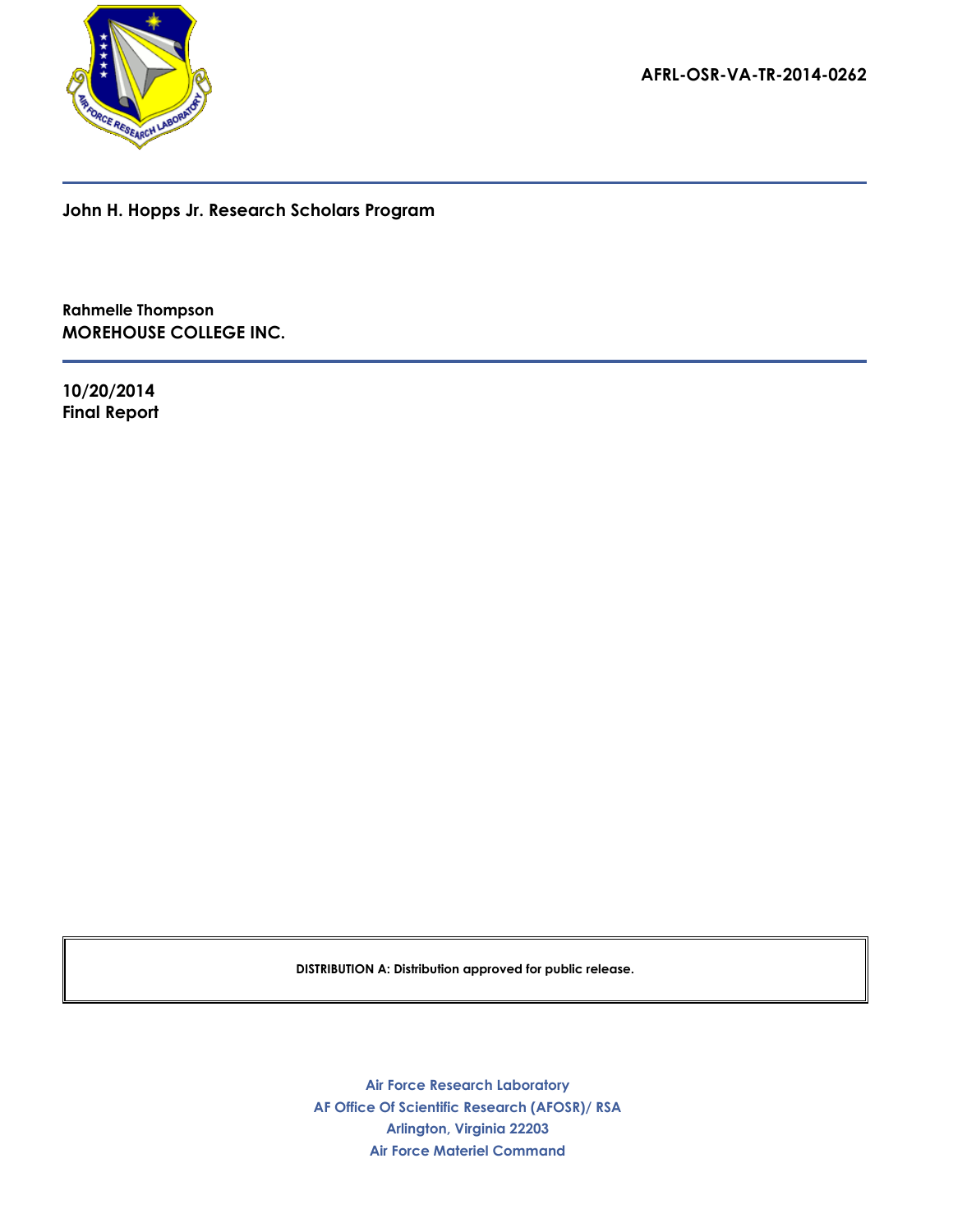AFRL-OSR-VA-TR-2014-0262

# John H. Hopps Jr. Research Scholars Program

**Rahmelle Thompson**
**MOREHOUSE COLLEGE INC.**

**10/20/2014**
**Final Report**

**DISTRIBUTION A: Distribution approved for public release.**

Air Force Research Laboratory
AF Office Of Scientific Research (AFOSR)/ RSA
Arlington, Virginia 22203
Air Force Materiel Command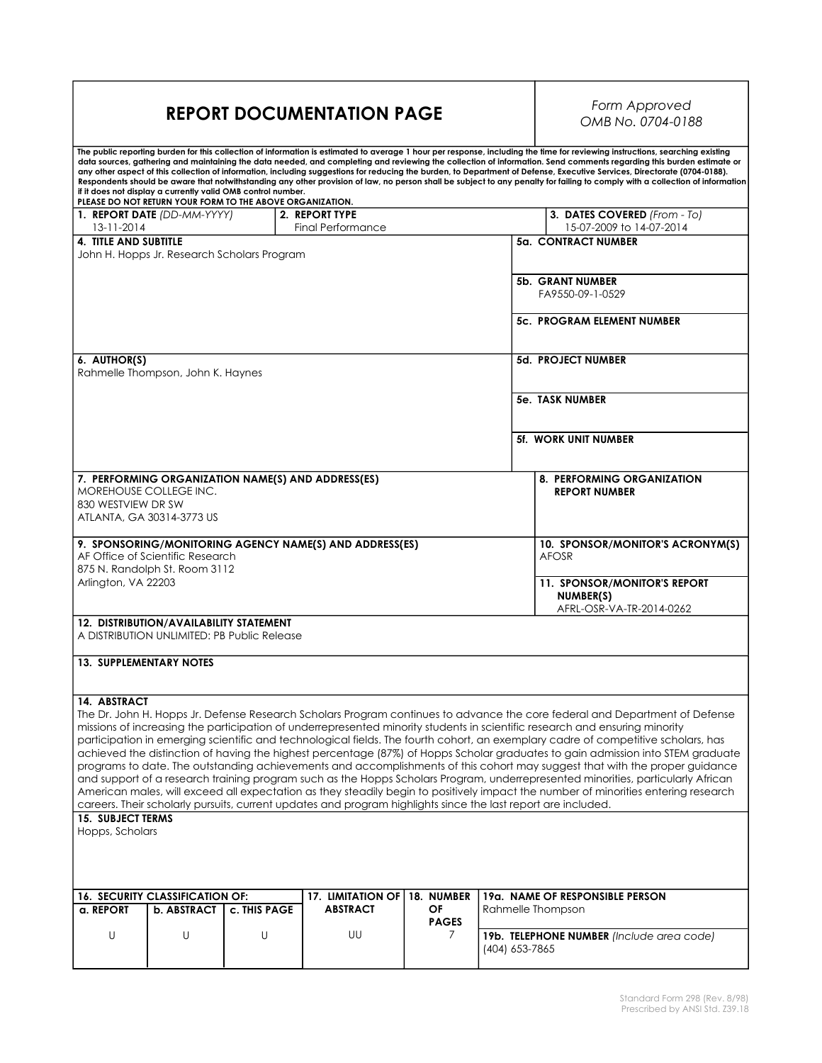# REPORT DOCUMENTATION PAGE

*Form Approved*
*OMB No. 0704-0188*

**The public reporting burden for this collection of information is estimated to average 1 hour per response, including the time for reviewing instructions, searching existing data sources, gathering and maintaining the data needed, and completing and reviewing the collection of information. Send comments regarding this burden estimate or any other aspect of this collection of information, including suggestions for reducing the burden, to Department of Defense, Executive Services, Directorate (0704-0188). Respondents should be aware that notwithstanding any other provision of law, no person shall be subject to any penalty for failing to comply with a collection of information if it does not display a currently valid OMB control number.**
**PLEASE DO NOT RETURN YOUR FORM TO THE ABOVE ORGANIZATION.**

| **1. REPORT DATE** *(DD-MM-YYYY)* | **2. REPORT TYPE** | **3. DATES COVERED** *(From - To)* |
|---|---|---|
| 13-11-2014 | Final Performance | 15-07-2009 to 14-07-2014 |

**4. TITLE AND SUBTITLE**
John H. Hopps Jr. Research Scholars Program

**5a. CONTRACT NUMBER**

**5b. GRANT NUMBER**
FA9550-09-1-0529

**5c. PROGRAM ELEMENT NUMBER**

**6. AUTHOR(S)**
Rahmelle Thompson, John K. Haynes

**5d. PROJECT NUMBER**

**5e. TASK NUMBER**

**5f. WORK UNIT NUMBER**

**7. PERFORMING ORGANIZATION NAME(S) AND ADDRESS(ES)**
MOREHOUSE COLLEGE INC.
830 WESTVIEW DR SW
ATLANTA, GA 30314-3773 US

**8. PERFORMING ORGANIZATION REPORT NUMBER**

**9. SPONSORING/MONITORING AGENCY NAME(S) AND ADDRESS(ES)**
AF Office of Scientific Research
875 N. Randolph St. Room 3112
Arlington, VA 22203

**10. SPONSOR/MONITOR'S ACRONYM(S)**
AFOSR

**11. SPONSOR/MONITOR'S REPORT NUMBER(S)**
AFRL-OSR-VA-TR-2014-0262

**12. DISTRIBUTION/AVAILABILITY STATEMENT**
A DISTRIBUTION UNLIMITED: PB Public Release

**13. SUPPLEMENTARY NOTES**

**14. ABSTRACT**
The Dr. John H. Hopps Jr. Defense Research Scholars Program continues to advance the core federal and Department of Defense missions of increasing the participation of underrepresented minority students in scientific research and ensuring minority participation in emerging scientific and technological fields. The fourth cohort, an exemplary cadre of competitive scholars, has achieved the distinction of having the highest percentage (87%) of Hopps Scholar graduates to gain admission into STEM graduate programs to date. The outstanding achievements and accomplishments of this cohort may suggest that with the proper guidance and support of a research training program such as the Hopps Scholars Program, underrepresented minorities, particularly African American males, will exceed all expectation as they steadily begin to positively impact the number of minorities entering research careers. Their scholarly pursuits, current updates and program highlights since the last report are included.

**15. SUBJECT TERMS**
Hopps, Scholars

| **16. SECURITY CLASSIFICATION OF:** | | | **17. LIMITATION OF ABSTRACT** | **18. NUMBER OF PAGES** | **19a. NAME OF RESPONSIBLE PERSON** |
|---|---|---|---|---|---|
| **a. REPORT** | **b. ABSTRACT** | **c. THIS PAGE** | | | Rahmelle Thompson |
| U | U | U | UU | 7 | **19b. TELEPHONE NUMBER** *(Include area code)* (404) 653-7865 |

Standard Form 298 (Rev. 8/98)
Prescribed by ANSI Std. Z39.18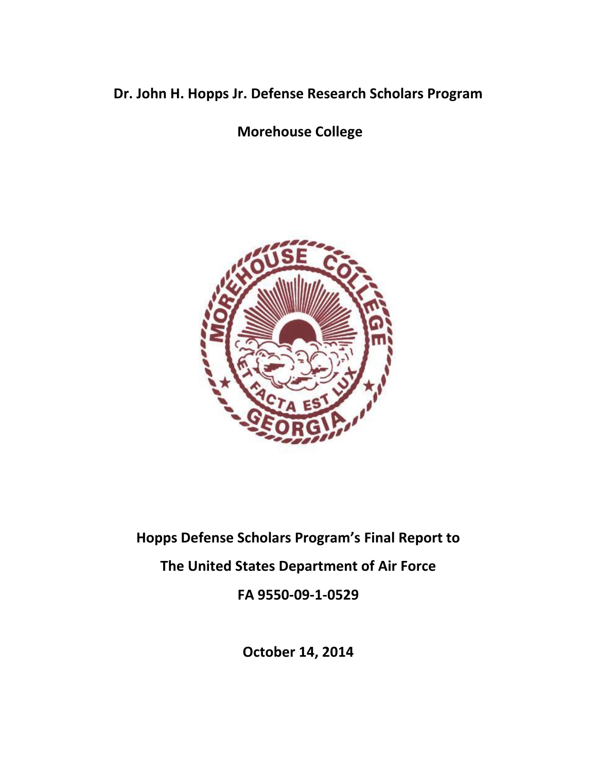**Dr. John H. Hopps Jr. Defense Research Scholars Program**

**Morehouse College**

**Hopps Defense Scholars Program's Final Report to**

**The United States Department of Air Force**

**FA 9550-09-1-0529**

**October 14, 2014**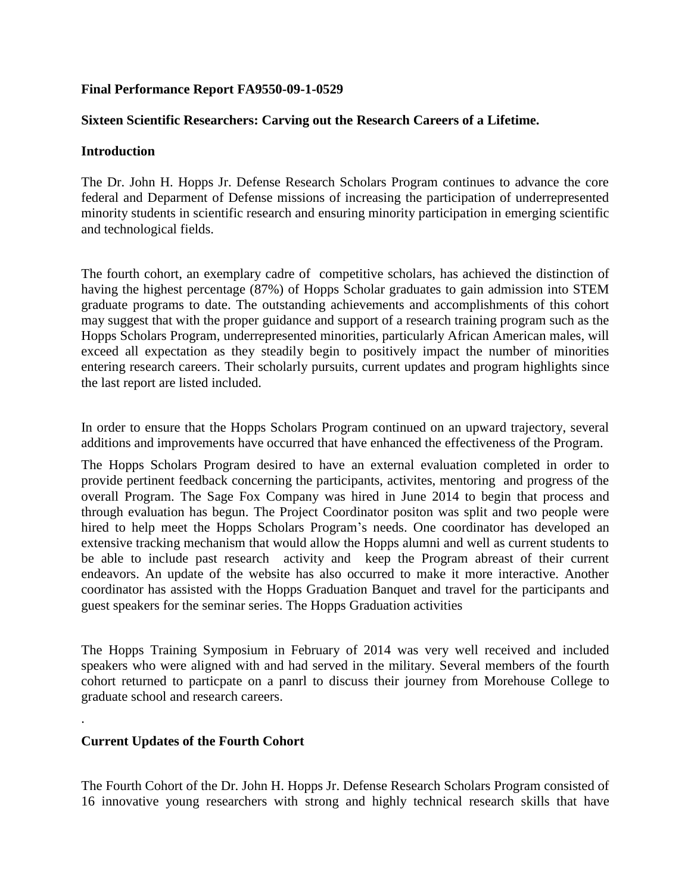**Final Performance Report FA9550-09-1-0529**

**Sixteen Scientific Researchers: Carving out the Research Careers of a Lifetime.**

**Introduction**

The Dr. John H. Hopps Jr. Defense Research Scholars Program continues to advance the core federal and Deparment of Defense missions of increasing the participation of underrepresented minority students in scientific research and ensuring minority participation in emerging scientific and technological fields.

The fourth cohort, an exemplary cadre of competitive scholars, has achieved the distinction of having the highest percentage (87%) of Hopps Scholar graduates to gain admission into STEM graduate programs to date. The outstanding achievements and accomplishments of this cohort may suggest that with the proper guidance and support of a research training program such as the Hopps Scholars Program, underrepresented minorities, particularly African American males, will exceed all expectation as they steadily begin to positively impact the number of minorities entering research careers. Their scholarly pursuits, current updates and program highlights since the last report are listed included.

In order to ensure that the Hopps Scholars Program continued on an upward trajectory, several additions and improvements have occurred that have enhanced the effectiveness of the Program.

The Hopps Scholars Program desired to have an external evaluation completed in order to provide pertinent feedback concerning the participants, activites, mentoring and progress of the overall Program. The Sage Fox Company was hired in June 2014 to begin that process and through evaluation has begun. The Project Coordinator positon was split and two people were hired to help meet the Hopps Scholars Program's needs. One coordinator has developed an extensive tracking mechanism that would allow the Hopps alumni and well as current students to be able to include past research activity and keep the Program abreast of their current endeavors. An update of the website has also occurred to make it more interactive. Another coordinator has assisted with the Hopps Graduation Banquet and travel for the participants and guest speakers for the seminar series. The Hopps Graduation activities

The Hopps Training Symposium in February of 2014 was very well received and included speakers who were aligned with and had served in the military. Several members of the fourth cohort returned to particpate on a panrl to discuss their journey from Morehouse College to graduate school and research careers.

.

**Current Updates of the Fourth Cohort**

The Fourth Cohort of the Dr. John H. Hopps Jr. Defense Research Scholars Program consisted of 16 innovative young researchers with strong and highly technical research skills that have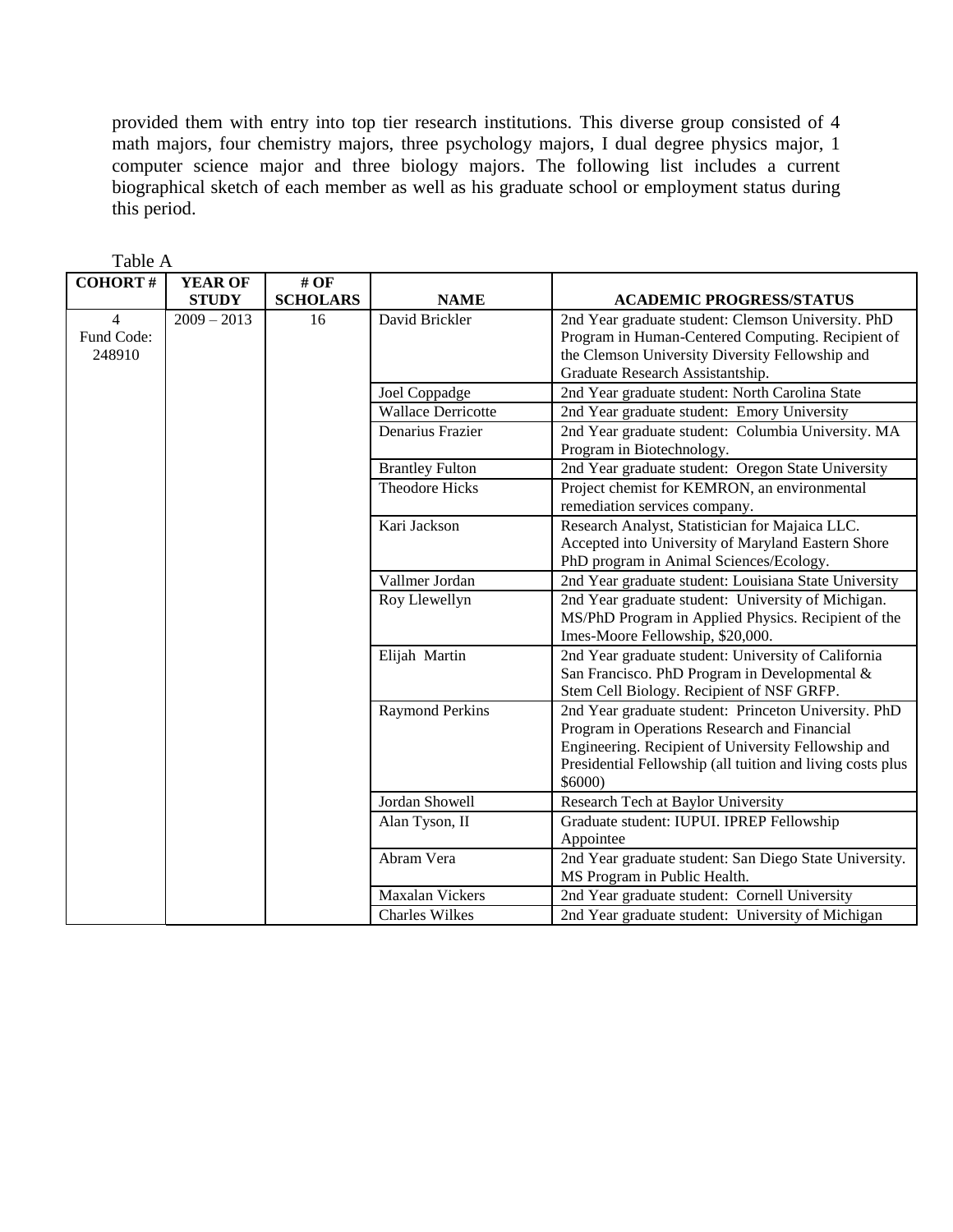provided them with entry into top tier research institutions. This diverse group consisted of 4 math majors, four chemistry majors, three psychology majors, I dual degree physics major, 1 computer science major and three biology majors. The following list includes a current biographical sketch of each member as well as his graduate school or employment status during this period.

Table A

| COHORT # | YEAR OF STUDY | # OF SCHOLARS | NAME | ACADEMIC PROGRESS/STATUS |
|---|---|---|---|---|
| 4 Fund Code: 248910 | 2009 – 2013 | 16 | David Brickler | 2nd Year graduate student: Clemson University. PhD Program in Human-Centered Computing. Recipient of the Clemson University Diversity Fellowship and Graduate Research Assistantship. |
| | | | Joel Coppadge | 2nd Year graduate student: North Carolina State |
| | | | Wallace Derricotte | 2nd Year graduate student: Emory University |
| | | | Denarius Frazier | 2nd Year graduate student: Columbia University. MA Program in Biotechnology. |
| | | | Brantley Fulton | 2nd Year graduate student: Oregon State University |
| | | | Theodore Hicks | Project chemist for KEMRON, an environmental remediation services company. |
| | | | Kari Jackson | Research Analyst, Statistician for Majaica LLC. Accepted into University of Maryland Eastern Shore PhD program in Animal Sciences/Ecology. |
| | | | Vallmer Jordan | 2nd Year graduate student: Louisiana State University |
| | | | Roy Llewellyn | 2nd Year graduate student: University of Michigan. MS/PhD Program in Applied Physics. Recipient of the Imes-Moore Fellowship, $20,000. |
| | | | Elijah Martin | 2nd Year graduate student: University of California San Francisco. PhD Program in Developmental & Stem Cell Biology. Recipient of NSF GRFP. |
| | | | Raymond Perkins | 2nd Year graduate student: Princeton University. PhD Program in Operations Research and Financial Engineering. Recipient of University Fellowship and Presidential Fellowship (all tuition and living costs plus $6000) |
| | | | Jordan Showell | Research Tech at Baylor University |
| | | | Alan Tyson, II | Graduate student: IUPUI. IPREP Fellowship Appointee |
| | | | Abram Vera | 2nd Year graduate student: San Diego State University. MS Program in Public Health. |
| | | | Maxalan Vickers | 2nd Year graduate student: Cornell University |
| | | | Charles Wilkes | 2nd Year graduate student: University of Michigan |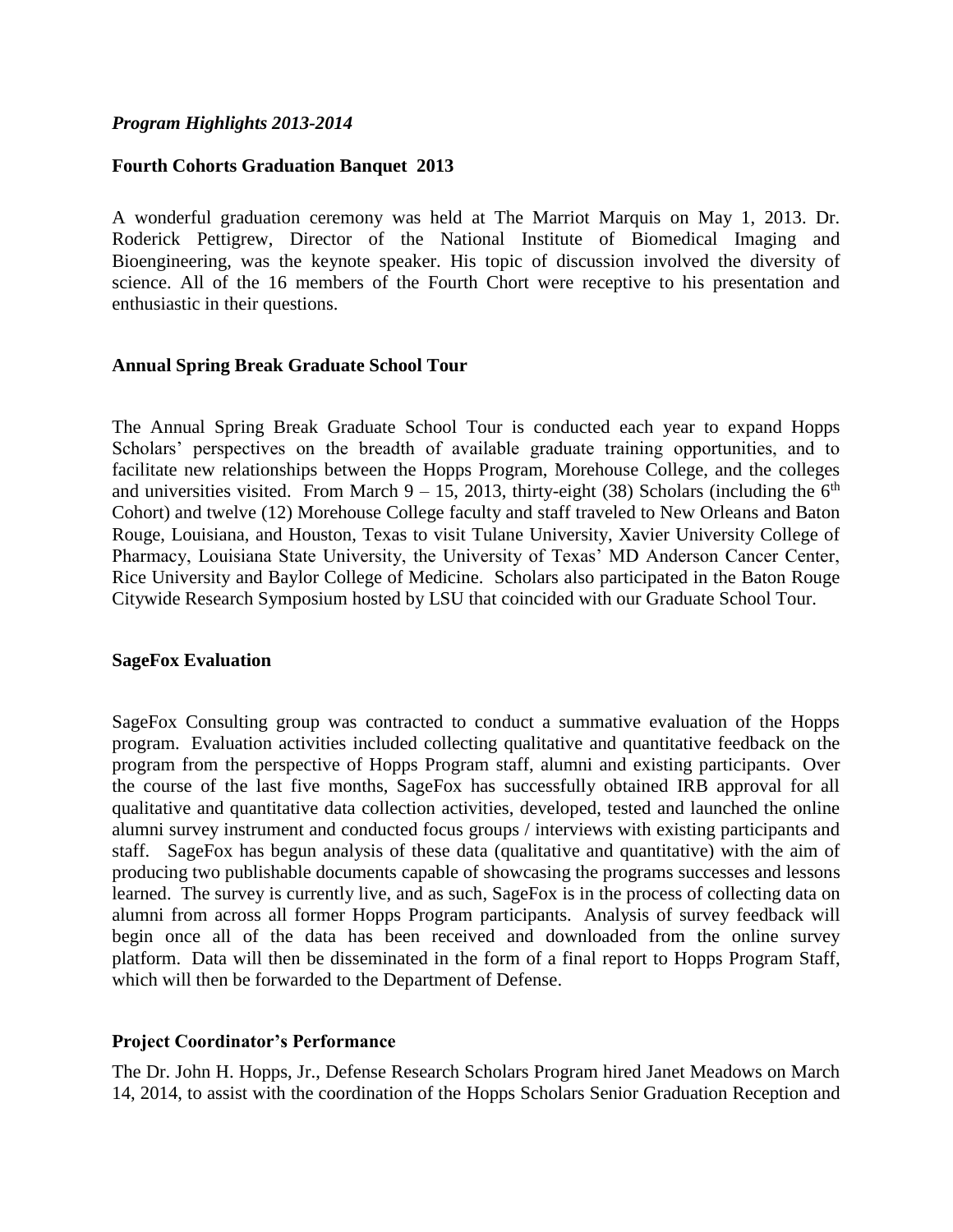***Program Highlights 2013-2014***

**Fourth Cohorts Graduation Banquet 2013**

A wonderful graduation ceremony was held at The Marriot Marquis on May 1, 2013. Dr. Roderick Pettigrew, Director of the National Institute of Biomedical Imaging and Bioengineering, was the keynote speaker. His topic of discussion involved the diversity of science. All of the 16 members of the Fourth Chort were receptive to his presentation and enthusiastic in their questions.

**Annual Spring Break Graduate School Tour**

The Annual Spring Break Graduate School Tour is conducted each year to expand Hopps Scholars' perspectives on the breadth of available graduate training opportunities, and to facilitate new relationships between the Hopps Program, Morehouse College, and the colleges and universities visited. From March 9 – 15, 2013, thirty-eight (38) Scholars (including the 6th Cohort) and twelve (12) Morehouse College faculty and staff traveled to New Orleans and Baton Rouge, Louisiana, and Houston, Texas to visit Tulane University, Xavier University College of Pharmacy, Louisiana State University, the University of Texas' MD Anderson Cancer Center, Rice University and Baylor College of Medicine. Scholars also participated in the Baton Rouge Citywide Research Symposium hosted by LSU that coincided with our Graduate School Tour.

**SageFox Evaluation**

SageFox Consulting group was contracted to conduct a summative evaluation of the Hopps program. Evaluation activities included collecting qualitative and quantitative feedback on the program from the perspective of Hopps Program staff, alumni and existing participants. Over the course of the last five months, SageFox has successfully obtained IRB approval for all qualitative and quantitative data collection activities, developed, tested and launched the online alumni survey instrument and conducted focus groups / interviews with existing participants and staff. SageFox has begun analysis of these data (qualitative and quantitative) with the aim of producing two publishable documents capable of showcasing the programs successes and lessons learned. The survey is currently live, and as such, SageFox is in the process of collecting data on alumni from across all former Hopps Program participants. Analysis of survey feedback will begin once all of the data has been received and downloaded from the online survey platform. Data will then be disseminated in the form of a final report to Hopps Program Staff, which will then be forwarded to the Department of Defense.

**Project Coordinator's Performance**

The Dr. John H. Hopps, Jr., Defense Research Scholars Program hired Janet Meadows on March 14, 2014, to assist with the coordination of the Hopps Scholars Senior Graduation Reception and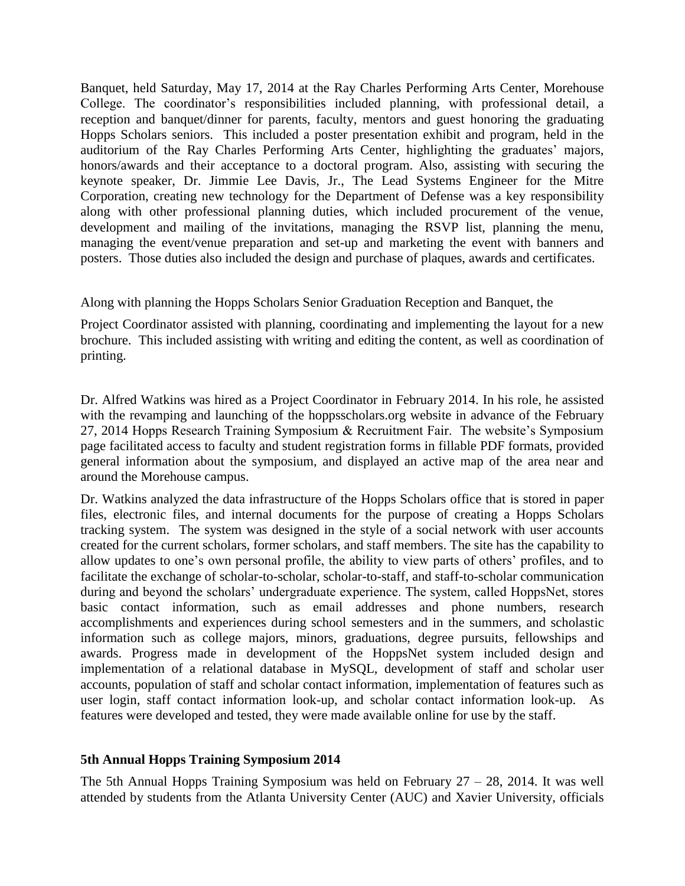Banquet, held Saturday, May 17, 2014 at the Ray Charles Performing Arts Center, Morehouse College. The coordinator's responsibilities included planning, with professional detail, a reception and banquet/dinner for parents, faculty, mentors and guest honoring the graduating Hopps Scholars seniors. This included a poster presentation exhibit and program, held in the auditorium of the Ray Charles Performing Arts Center, highlighting the graduates' majors, honors/awards and their acceptance to a doctoral program. Also, assisting with securing the keynote speaker, Dr. Jimmie Lee Davis, Jr., The Lead Systems Engineer for the Mitre Corporation, creating new technology for the Department of Defense was a key responsibility along with other professional planning duties, which included procurement of the venue, development and mailing of the invitations, managing the RSVP list, planning the menu, managing the event/venue preparation and set-up and marketing the event with banners and posters. Those duties also included the design and purchase of plaques, awards and certificates.

Along with planning the Hopps Scholars Senior Graduation Reception and Banquet, the

Project Coordinator assisted with planning, coordinating and implementing the layout for a new brochure. This included assisting with writing and editing the content, as well as coordination of printing.

Dr. Alfred Watkins was hired as a Project Coordinator in February 2014. In his role, he assisted with the revamping and launching of the hoppsscholars.org website in advance of the February 27, 2014 Hopps Research Training Symposium & Recruitment Fair. The website's Symposium page facilitated access to faculty and student registration forms in fillable PDF formats, provided general information about the symposium, and displayed an active map of the area near and around the Morehouse campus.

Dr. Watkins analyzed the data infrastructure of the Hopps Scholars office that is stored in paper files, electronic files, and internal documents for the purpose of creating a Hopps Scholars tracking system. The system was designed in the style of a social network with user accounts created for the current scholars, former scholars, and staff members. The site has the capability to allow updates to one's own personal profile, the ability to view parts of others' profiles, and to facilitate the exchange of scholar-to-scholar, scholar-to-staff, and staff-to-scholar communication during and beyond the scholars' undergraduate experience. The system, called HoppsNet, stores basic contact information, such as email addresses and phone numbers, research accomplishments and experiences during school semesters and in the summers, and scholastic information such as college majors, minors, graduations, degree pursuits, fellowships and awards. Progress made in development of the HoppsNet system included design and implementation of a relational database in MySQL, development of staff and scholar user accounts, population of staff and scholar contact information, implementation of features such as user login, staff contact information look-up, and scholar contact information look-up. As features were developed and tested, they were made available online for use by the staff.

**5th Annual Hopps Training Symposium 2014**

The 5th Annual Hopps Training Symposium was held on February 27 – 28, 2014. It was well attended by students from the Atlanta University Center (AUC) and Xavier University, officials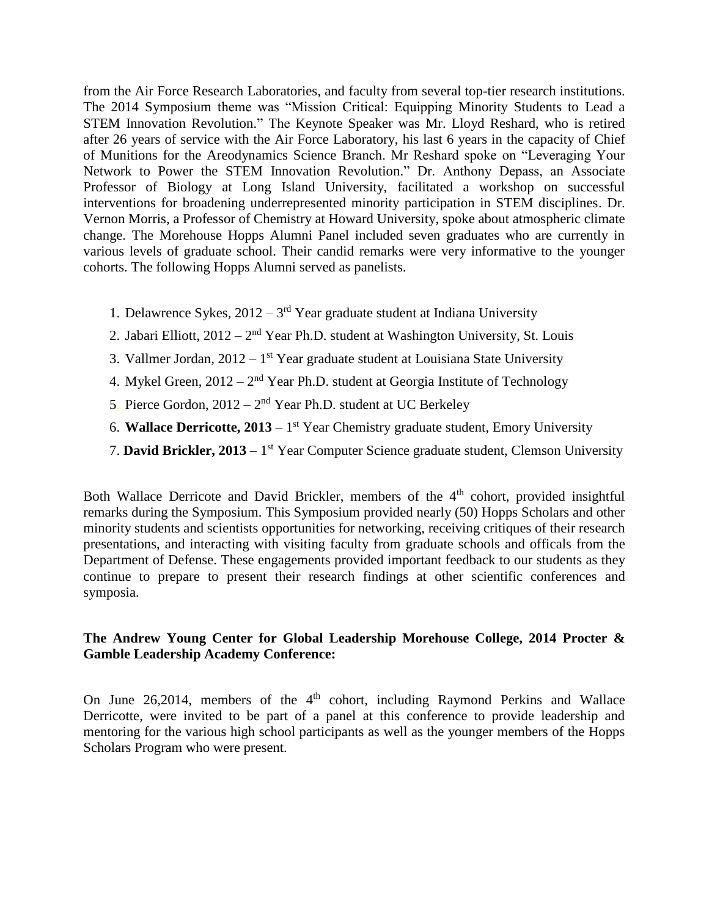from the Air Force Research Laboratories, and faculty from several top-tier research institutions. The 2014 Symposium theme was "Mission Critical: Equipping Minority Students to Lead a STEM Innovation Revolution." The Keynote Speaker was Mr. Lloyd Reshard, who is retired after 26 years of service with the Air Force Laboratory, his last 6 years in the capacity of Chief of Munitions for the Areodynamics Science Branch. Mr Reshard spoke on "Leveraging Your Network to Power the STEM Innovation Revolution." Dr. Anthony Depass, an Associate Professor of Biology at Long Island University, facilitated a workshop on successful interventions for broadening underrepresented minority participation in STEM disciplines. Dr. Vernon Morris, a Professor of Chemistry at Howard University, spoke about atmospheric climate change. The Morehouse Hopps Alumni Panel included seven graduates who are currently in various levels of graduate school. Their candid remarks were very informative to the younger cohorts. The following Hopps Alumni served as panelists.

1. Delawrence Sykes, 2012 – 3rd Year graduate student at Indiana University
2. Jabari Elliott, 2012 – 2nd Year Ph.D. student at Washington University, St. Louis
3. Vallmer Jordan, 2012 – 1st Year graduate student at Louisiana State University
4. Mykel Green, 2012 – 2nd Year Ph.D. student at Georgia Institute of Technology
5. Pierce Gordon, 2012 – 2nd Year Ph.D. student at UC Berkeley
6. **Wallace Derricotte, 2013** – 1st Year Chemistry graduate student, Emory University
7. **David Brickler, 2013** – 1st Year Computer Science graduate student, Clemson University

Both Wallace Derricote and David Brickler, members of the 4th cohort, provided insightful remarks during the Symposium. This Symposium provided nearly (50) Hopps Scholars and other minority students and scientists opportunities for networking, receiving critiques of their research presentations, and interacting with visiting faculty from graduate schools and officals from the Department of Defense. These engagements provided important feedback to our students as they continue to prepare to present their research findings at other scientific conferences and symposia.

**The Andrew Young Center for Global Leadership Morehouse College, 2014 Procter & Gamble Leadership Academy Conference:**

On June 26,2014, members of the 4th cohort, including Raymond Perkins and Wallace Derricotte, were invited to be part of a panel at this conference to provide leadership and mentoring for the various high school participants as well as the younger members of the Hopps Scholars Program who were present.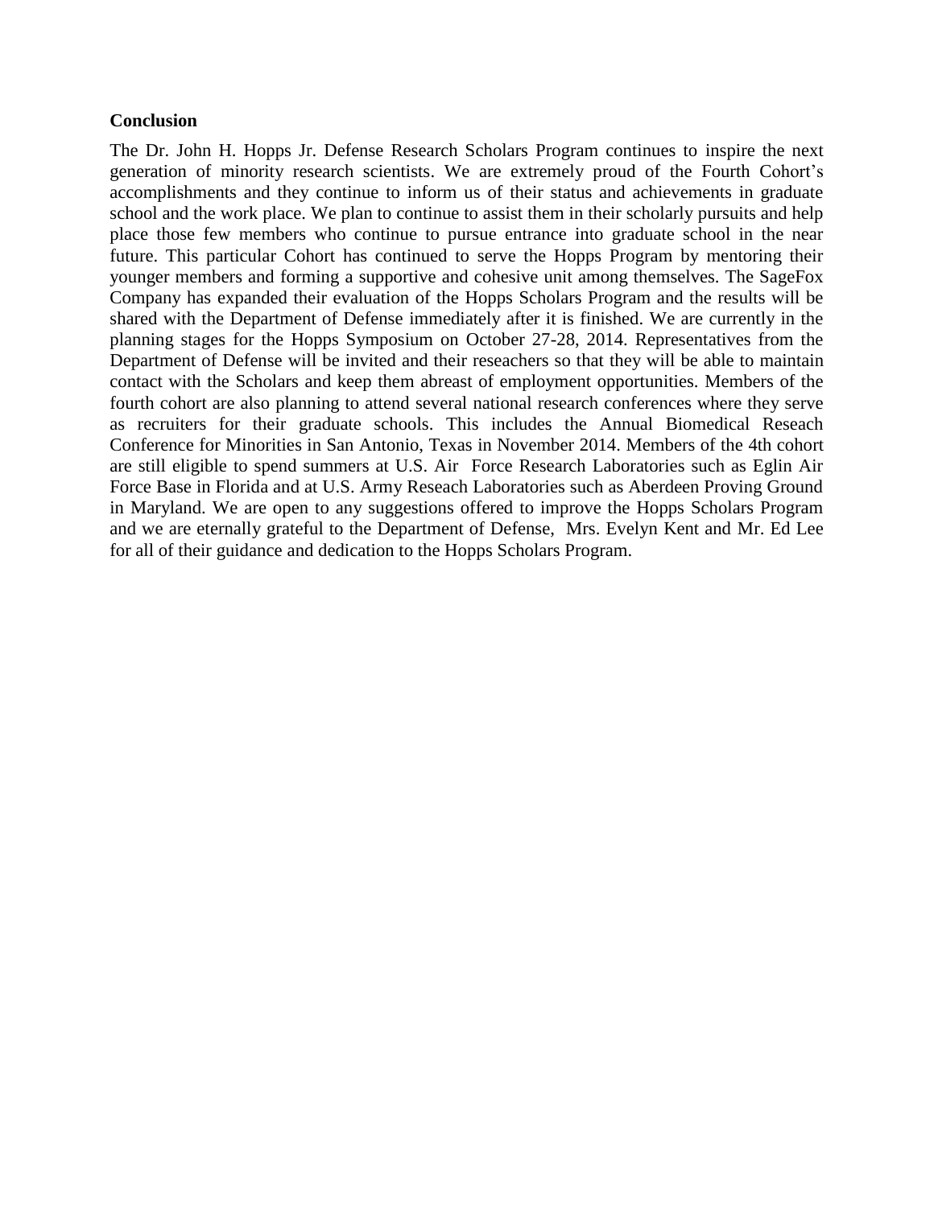**Conclusion**

The Dr. John H. Hopps Jr. Defense Research Scholars Program continues to inspire the next generation of minority research scientists. We are extremely proud of the Fourth Cohort's accomplishments and they continue to inform us of their status and achievements in graduate school and the work place. We plan to continue to assist them in their scholarly pursuits and help place those few members who continue to pursue entrance into graduate school in the near future. This particular Cohort has continued to serve the Hopps Program by mentoring their younger members and forming a supportive and cohesive unit among themselves. The SageFox Company has expanded their evaluation of the Hopps Scholars Program and the results will be shared with the Department of Defense immediately after it is finished. We are currently in the planning stages for the Hopps Symposium on October 27-28, 2014. Representatives from the Department of Defense will be invited and their reseachers so that they will be able to maintain contact with the Scholars and keep them abreast of employment opportunities. Members of the fourth cohort are also planning to attend several national research conferences where they serve as recruiters for their graduate schools. This includes the Annual Biomedical Reseach Conference for Minorities in San Antonio, Texas in November 2014. Members of the 4th cohort are still eligible to spend summers at U.S. Air Force Research Laboratories such as Eglin Air Force Base in Florida and at U.S. Army Reseach Laboratories such as Aberdeen Proving Ground in Maryland. We are open to any suggestions offered to improve the Hopps Scholars Program and we are eternally grateful to the Department of Defense, Mrs. Evelyn Kent and Mr. Ed Lee for all of their guidance and dedication to the Hopps Scholars Program.